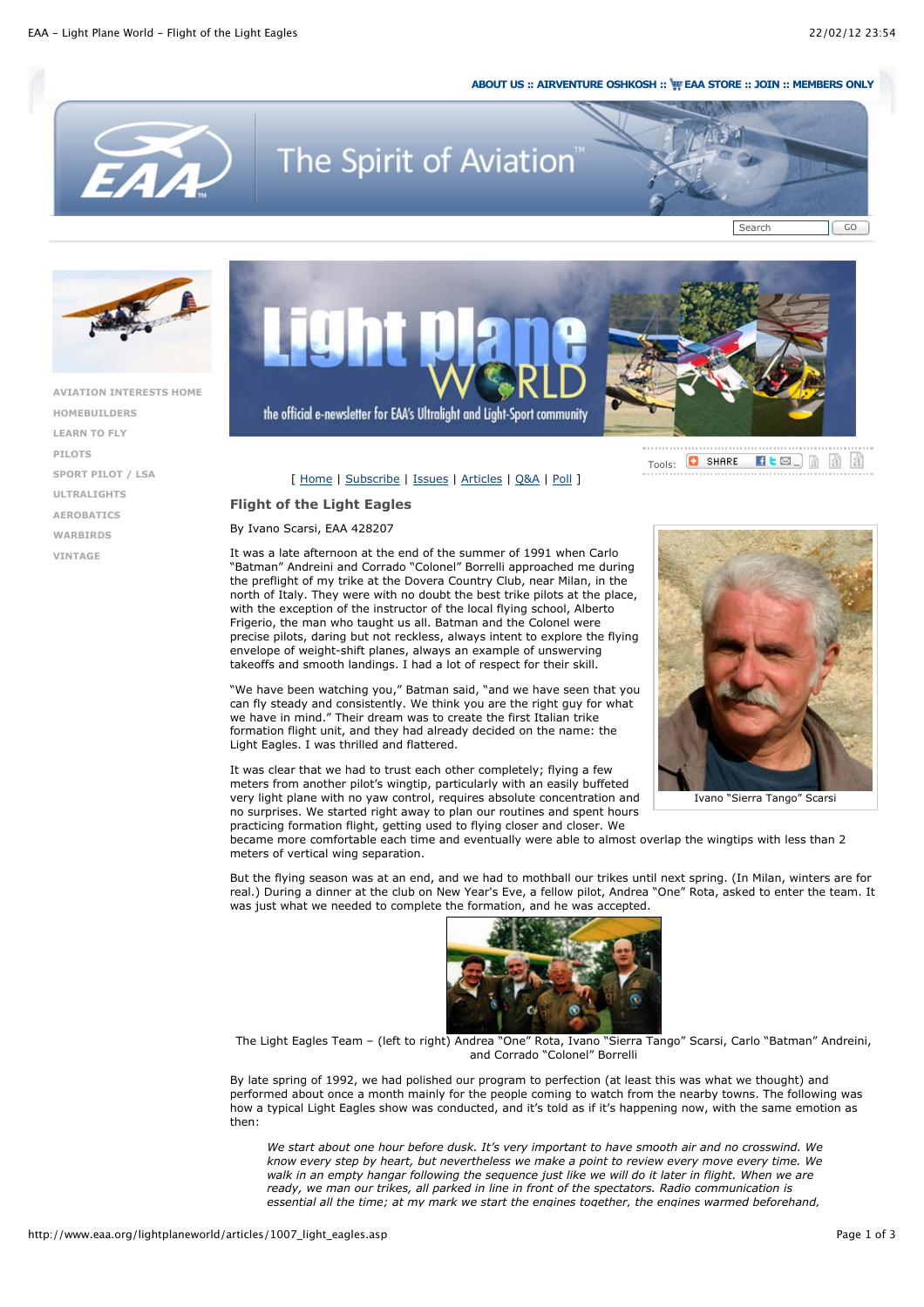ABOUT US :: AIRVENTURE OSHKOSH :: EAA STORE :: JOIN :: MEMBERS ONLY

AVIATION INTERESTS HOME
HOMEBUILDERS
LEARN TO FLY
PILOTS
SPORT PILOT / LSA
ULTRALIGHTS
AEROBATICS
WARBIRDS
VINTAGE

[ Home | Subscribe | Issues | Articles | Q&A | Poll ]

## Flight of the Light Eagles

By Ivano Scarsi, EAA 428207

It was a late afternoon at the end of the summer of 1991 when Carlo "Batman" Andreini and Corrado "Colonel" Borrelli approached me during the preflight of my trike at the Dovera Country Club, near Milan, in the north of Italy. They were with no doubt the best trike pilots at the place, with the exception of the instructor of the local flying school, Alberto Frigerio, the man who taught us all. Batman and the Colonel were precise pilots, daring but not reckless, always intent to explore the flying envelope of weight-shift planes, always an example of unswerving takeoffs and smooth landings. I had a lot of respect for their skill.

Ivano "Sierra Tango" Scarsi

"We have been watching you," Batman said, "and we have seen that you can fly steady and consistently. We think you are the right guy for what we have in mind." Their dream was to create the first Italian trike formation flight unit, and they had already decided on the name: the Light Eagles. I was thrilled and flattered.

It was clear that we had to trust each other completely; flying a few meters from another pilot's wingtip, particularly with an easily buffeted very light plane with no yaw control, requires absolute concentration and no surprises. We started right away to plan our routines and spent hours practicing formation flight, getting used to flying closer and closer. We became more comfortable each time and eventually were able to almost overlap the wingtips with less than 2 meters of vertical wing separation.

But the flying season was at an end, and we had to mothball our trikes until next spring. (In Milan, winters are for real.) During a dinner at the club on New Year's Eve, a fellow pilot, Andrea "One" Rota, asked to enter the team. It was just what we needed to complete the formation, and he was accepted.

The Light Eagles Team – (left to right) Andrea "One" Rota, Ivano "Sierra Tango" Scarsi, Carlo "Batman" Andreini, and Corrado "Colonel" Borrelli

By late spring of 1992, we had polished our program to perfection (at least this was what we thought) and performed about once a month mainly for the people coming to watch from the nearby towns. The following was how a typical Light Eagles show was conducted, and it's told as if it's happening now, with the same emotion as then:

> *We start about one hour before dusk. It's very important to have smooth air and no crosswind. We know every step by heart, but nevertheless we make a point to review every move every time. We walk in an empty hangar following the sequence just like we will do it later in flight. When we are ready, we man our trikes, all parked in line in front of the spectators. Radio communication is essential all the time; at my mark we start the engines together, the engines warmed beforehand,*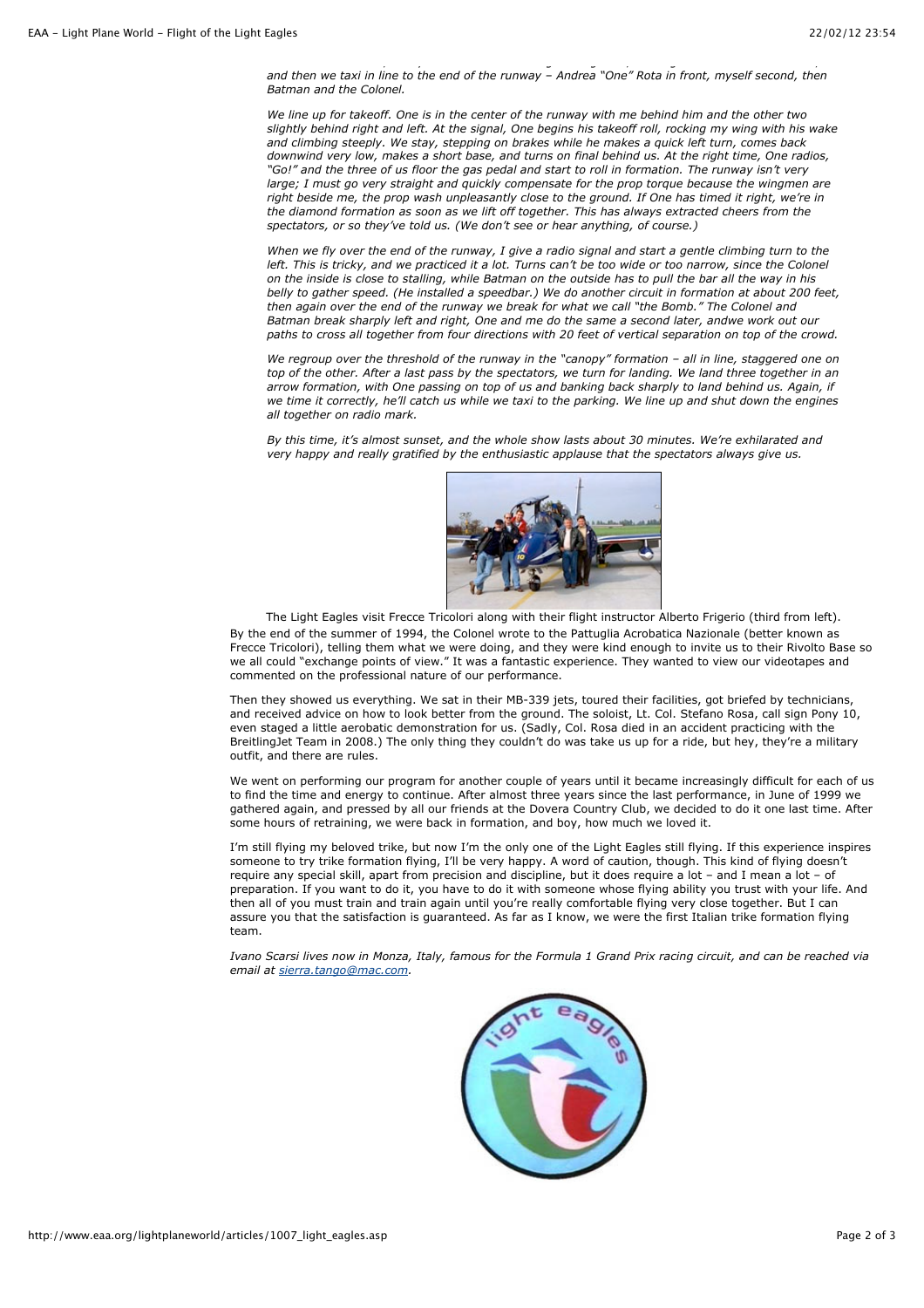*and then we taxi in line to the end of the runway – Andrea "One" Rota in front, myself second, then Batman and the Colonel.*

*We line up for takeoff. One is in the center of the runway with me behind him and the other two slightly behind right and left. At the signal, One begins his takeoff roll, rocking my wing with his wake and climbing steeply. We stay, stepping on brakes while he makes a quick left turn, comes back downwind very low, makes a short base, and turns on final behind us. At the right time, One radios, "Go!" and the three of us floor the gas pedal and start to roll in formation. The runway isn't very large; I must go very straight and quickly compensate for the prop torque because the wingmen are right beside me, the prop wash unpleasantly close to the ground. If One has timed it right, we're in the diamond formation as soon as we lift off together. This has always extracted cheers from the spectators, or so they've told us. (We don't see or hear anything, of course.)*

*When we fly over the end of the runway, I give a radio signal and start a gentle climbing turn to the left. This is tricky, and we practiced it a lot. Turns can't be too wide or too narrow, since the Colonel on the inside is close to stalling, while Batman on the outside has to pull the bar all the way in his belly to gather speed. (He installed a speedbar.) We do another circuit in formation at about 200 feet, then again over the end of the runway we break for what we call "the Bomb." The Colonel and Batman break sharply left and right, One and me do the same a second later, andwe work out our paths to cross all together from four directions with 20 feet of vertical separation on top of the crowd.*

*We regroup over the threshold of the runway in the "canopy" formation – all in line, staggered one on top of the other. After a last pass by the spectators, we turn for landing. We land three together in an arrow formation, with One passing on top of us and banking back sharply to land behind us. Again, if we time it correctly, he'll catch us while we taxi to the parking. We line up and shut down the engines all together on radio mark.*

*By this time, it's almost sunset, and the whole show lasts about 30 minutes. We're exhilarated and very happy and really gratified by the enthusiastic applause that the spectators always give us.*

The Light Eagles visit Frecce Tricolori along with their flight instructor Alberto Frigerio (third from left).

By the end of the summer of 1994, the Colonel wrote to the Pattuglia Acrobatica Nazionale (better known as Frecce Tricolori), telling them what we were doing, and they were kind enough to invite us to their Rivolto Base so we all could "exchange points of view." It was a fantastic experience. They wanted to view our videotapes and commented on the professional nature of our performance.

Then they showed us everything. We sat in their MB-339 jets, toured their facilities, got briefed by technicians, and received advice on how to look better from the ground. The soloist, Lt. Col. Stefano Rosa, call sign Pony 10, even staged a little aerobatic demonstration for us. (Sadly, Col. Rosa died in an accident practicing with the BreitlingJet Team in 2008.) The only thing they couldn't do was take us up for a ride, but hey, they're a military outfit, and there are rules.

We went on performing our program for another couple of years until it became increasingly difficult for each of us to find the time and energy to continue. After almost three years since the last performance, in June of 1999 we gathered again, and pressed by all our friends at the Dovera Country Club, we decided to do it one last time. After some hours of retraining, we were back in formation, and boy, how much we loved it.

I'm still flying my beloved trike, but now I'm the only one of the Light Eagles still flying. If this experience inspires someone to try trike formation flying, I'll be very happy. A word of caution, though. This kind of flying doesn't require any special skill, apart from precision and discipline, but it does require a lot – and I mean a lot – of preparation. If you want to do it, you have to do it with someone whose flying ability you trust with your life. And then all of you must train and train again until you're really comfortable flying very close together. But I can assure you that the satisfaction is guaranteed. As far as I know, we were the first Italian trike formation flying team.

*Ivano Scarsi lives now in Monza, Italy, famous for the Formula 1 Grand Prix racing circuit, and can be reached via email at [sierra.tango@mac.com](mailto:sierra.tango@mac.com).*